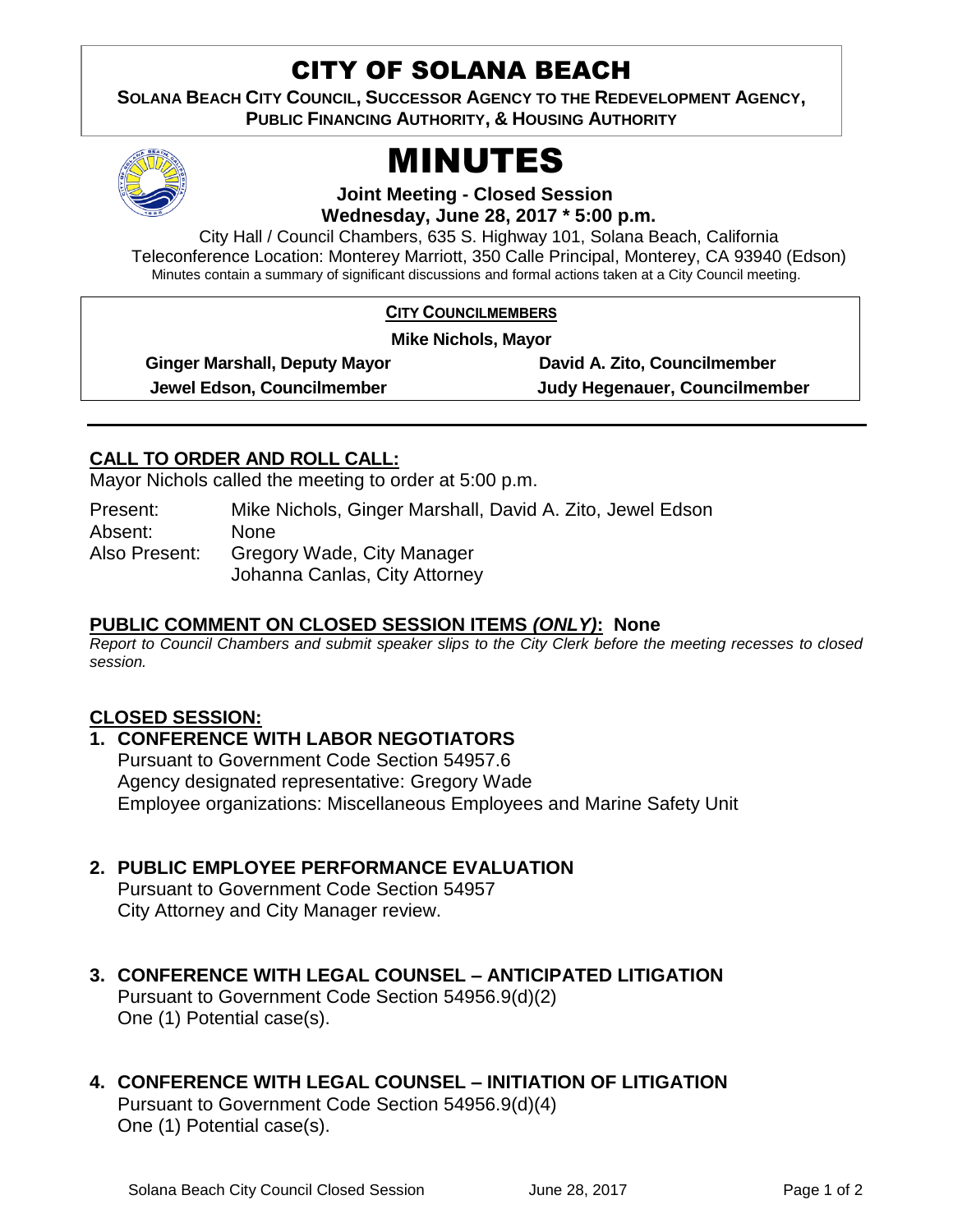# CITY OF SOLANA BEACH

**SOLANA BEACH CITY COUNCIL, SUCCESSOR AGENCY TO THE REDEVELOPMENT AGENCY, PUBLIC FINANCING AUTHORITY, & HOUSING AUTHORITY**

# MINUTES

**Joint Meeting - Closed Session**
**Wednesday, June 28, 2017 * 5:00 p.m.**

City Hall / Council Chambers, 635 S. Highway 101, Solana Beach, California
Teleconference Location: Monterey Marriott, 350 Calle Principal, Monterey, CA 93940 (Edson)
Minutes contain a summary of significant discussions and formal actions taken at a City Council meeting.

**CITY COUNCILMEMBERS**

**Mike Nichols, Mayor**

| | |
|---|---|
| **Ginger Marshall, Deputy Mayor** | **David A. Zito, Councilmember** |
| **Jewel Edson, Councilmember** | **Judy Hegenauer, Councilmember** |

## CALL TO ORDER AND ROLL CALL:

Mayor Nichols called the meeting to order at 5:00 p.m.

Present: Mike Nichols, Ginger Marshall, David A. Zito, Jewel Edson
Absent: None
Also Present: Gregory Wade, City Manager
Johanna Canlas, City Attorney

## PUBLIC COMMENT ON CLOSED SESSION ITEMS *(ONLY)*: None

*Report to Council Chambers and submit speaker slips to the City Clerk before the meeting recesses to closed session.*

## CLOSED SESSION:

**1. CONFERENCE WITH LABOR NEGOTIATORS**
Pursuant to Government Code Section 54957.6
Agency designated representative: Gregory Wade
Employee organizations: Miscellaneous Employees and Marine Safety Unit

**2. PUBLIC EMPLOYEE PERFORMANCE EVALUATION**
Pursuant to Government Code Section 54957
City Attorney and City Manager review.

**3. CONFERENCE WITH LEGAL COUNSEL – ANTICIPATED LITIGATION**
Pursuant to Government Code Section 54956.9(d)(2)
One (1) Potential case(s).

**4. CONFERENCE WITH LEGAL COUNSEL – INITIATION OF LITIGATION**
Pursuant to Government Code Section 54956.9(d)(4)
One (1) Potential case(s).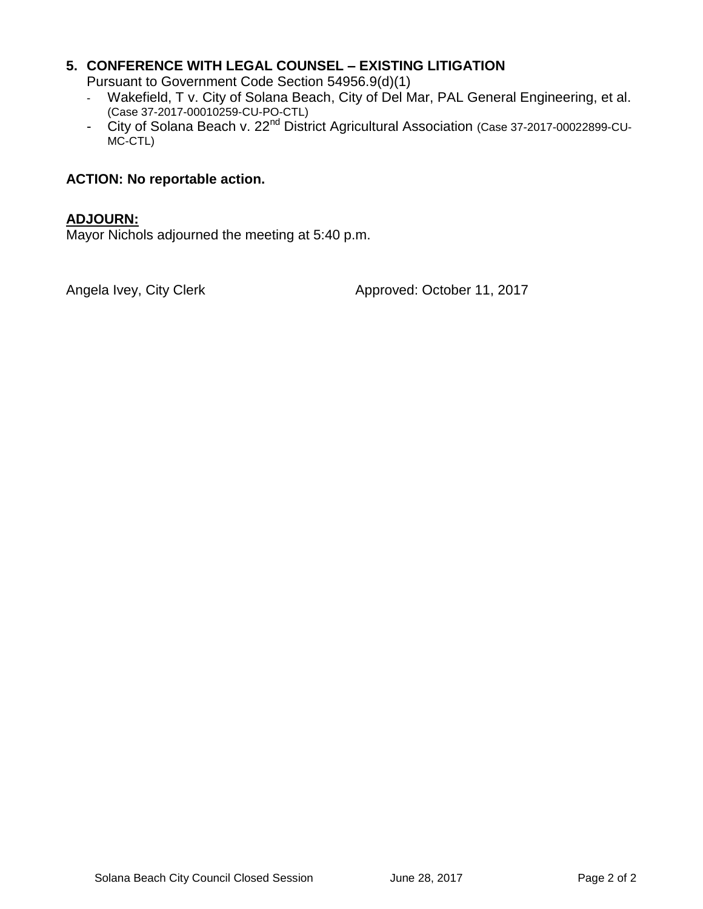**5. CONFERENCE WITH LEGAL COUNSEL – EXISTING LITIGATION**

Pursuant to Government Code Section 54956.9(d)(1)

- Wakefield, T v. City of Solana Beach, City of Del Mar, PAL General Engineering, et al. (Case 37-2017-00010259-CU-PO-CTL)
- City of Solana Beach v. 22nd District Agricultural Association (Case 37-2017-00022899-CU-MC-CTL)

**ACTION: No reportable action.**

**ADJOURN:**

Mayor Nichols adjourned the meeting at 5:40 p.m.

Angela Ivey, City Clerk

Approved: October 11, 2017